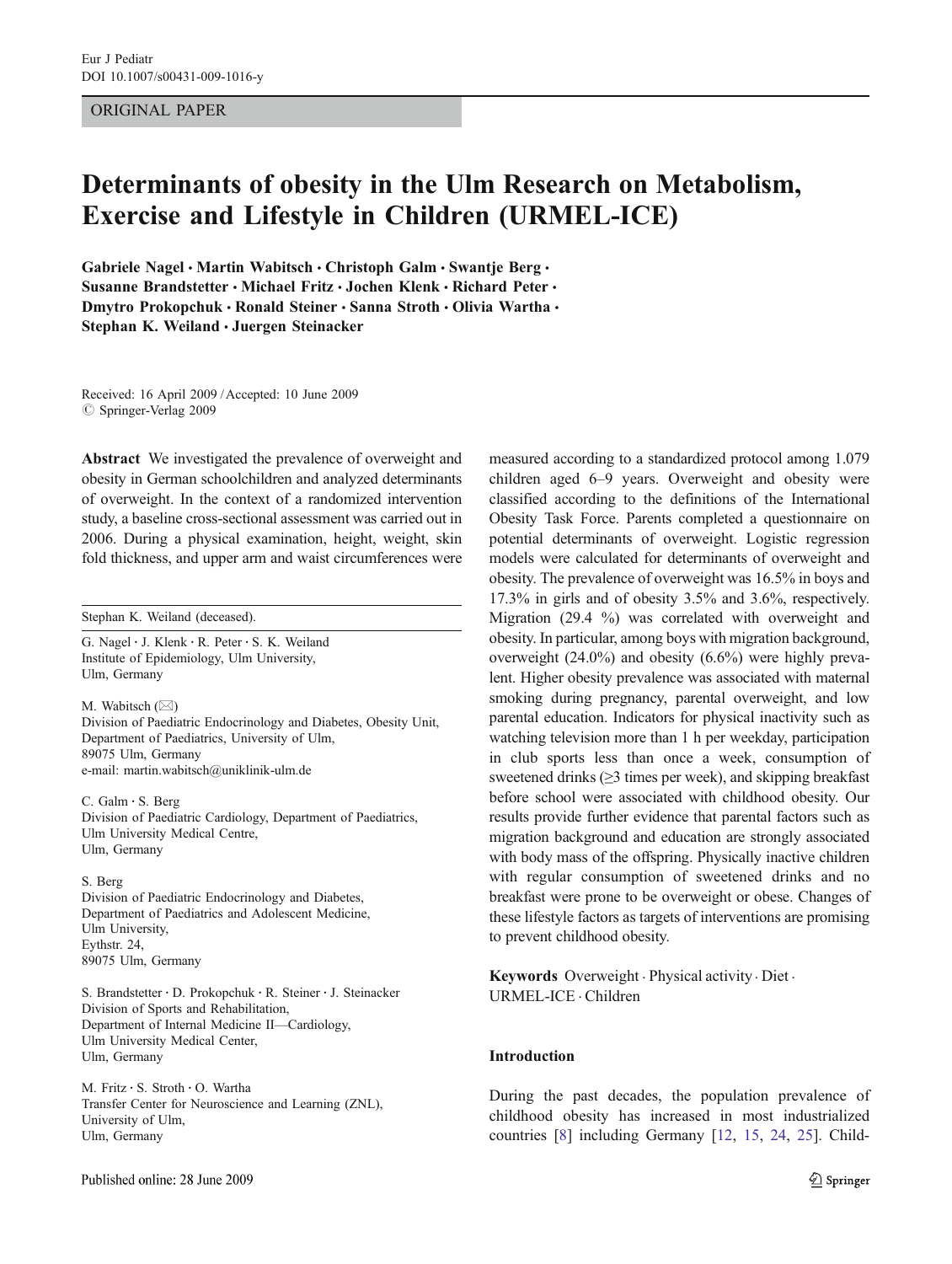ORIGINAL PAPER

# Determinants of obesity in the Ulm Research on Metabolism, Exercise and Lifestyle in Children (URMEL-ICE)

**Gabriele Nagel · Martin Wabitsch · Christoph Galm · Swantje Berg · Susanne Brandstetter · Michael Fritz · Jochen Klenk · Richard Peter · Dmytro Prokopchuk · Ronald Steiner · Sanna Stroth · Olivia Wartha · Stephan K. Weiland · Juergen Steinacker**

Received: 16 April 2009 / Accepted: 10 June 2009
© Springer-Verlag 2009

**Abstract** We investigated the prevalence of overweight and obesity in German schoolchildren and analyzed determinants of overweight. In the context of a randomized intervention study, a baseline cross-sectional assessment was carried out in 2006. During a physical examination, height, weight, skin fold thickness, and upper arm and waist circumferences were measured according to a standardized protocol among 1.079 children aged 6–9 years. Overweight and obesity were classified according to the definitions of the International Obesity Task Force. Parents completed a questionnaire on potential determinants of overweight. Logistic regression models were calculated for determinants of overweight and obesity. The prevalence of overweight was 16.5% in boys and 17.3% in girls and of obesity 3.5% and 3.6%, respectively. Migration (29.4 %) was correlated with overweight and obesity. In particular, among boys with migration background, overweight (24.0%) and obesity (6.6%) were highly prevalent. Higher obesity prevalence was associated with maternal smoking during pregnancy, parental overweight, and low parental education. Indicators for physical inactivity such as watching television more than 1 h per weekday, participation in club sports less than once a week, consumption of sweetened drinks (≥3 times per week), and skipping breakfast before school were associated with childhood obesity. Our results provide further evidence that parental factors such as migration background and education are strongly associated with body mass of the offspring. Physically inactive children with regular consumption of sweetened drinks and no breakfast were prone to be overweight or obese. Changes of these lifestyle factors as targets of interventions are promising to prevent childhood obesity.

**Keywords** Overweight · Physical activity · Diet · URMEL-ICE · Children

Stephan K. Weiland (deceased).

G. Nagel · J. Klenk · R. Peter · S. K. Weiland
Institute of Epidemiology, Ulm University,
Ulm, Germany

M. Wabitsch (✉)
Division of Paediatric Endocrinology and Diabetes, Obesity Unit,
Department of Paediatrics, University of Ulm,
89075 Ulm, Germany
e-mail: martin.wabitsch@uniklinik-ulm.de

C. Galm · S. Berg
Division of Paediatric Cardiology, Department of Paediatrics,
Ulm University Medical Centre,
Ulm, Germany

S. Berg
Division of Paediatric Endocrinology and Diabetes,
Department of Paediatrics and Adolescent Medicine,
Ulm University,
Eythstr. 24,
89075 Ulm, Germany

S. Brandstetter · D. Prokopchuk · R. Steiner · J. Steinacker
Division of Sports and Rehabilitation,
Department of Internal Medicine II—Cardiology,
Ulm University Medical Center,
Ulm, Germany

M. Fritz · S. Stroth · O. Wartha
Transfer Center for Neuroscience and Learning (ZNL),
University of Ulm,
Ulm, Germany

## Introduction

During the past decades, the population prevalence of childhood obesity has increased in most industrialized countries [8] including Germany [12, 15, 24, 25]. Child-

Published online: 28 June 2009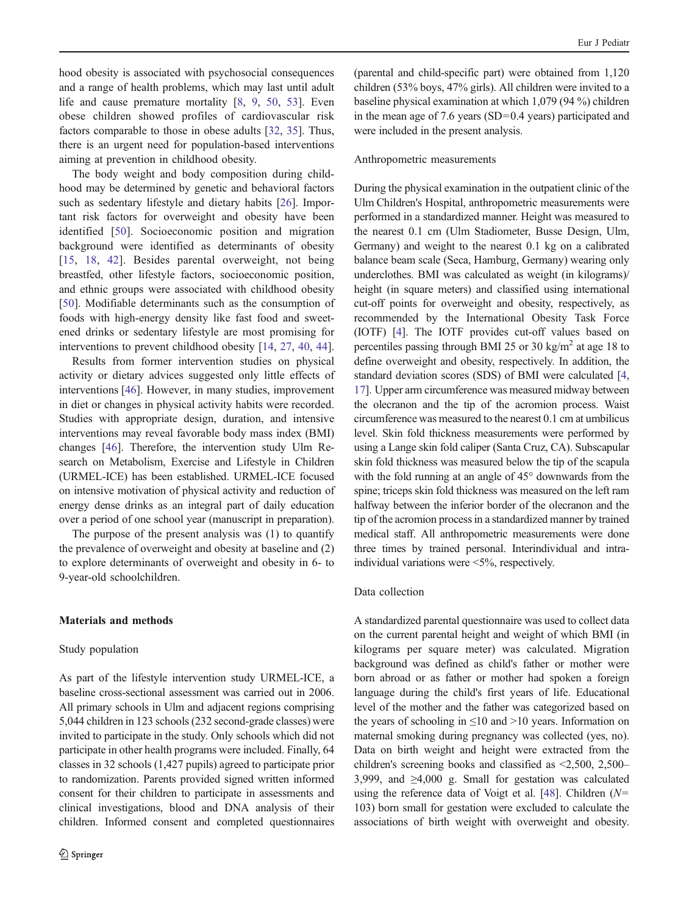hood obesity is associated with psychosocial consequences and a range of health problems, which may last until adult life and cause premature mortality [8, 9, 50, 53]. Even obese children showed profiles of cardiovascular risk factors comparable to those in obese adults [32, 35]. Thus, there is an urgent need for population-based interventions aiming at prevention in childhood obesity.

The body weight and body composition during childhood may be determined by genetic and behavioral factors such as sedentary lifestyle and dietary habits [26]. Important risk factors for overweight and obesity have been identified [50]. Socioeconomic position and migration background were identified as determinants of obesity [15, 18, 42]. Besides parental overweight, not being breastfed, other lifestyle factors, socioeconomic position, and ethnic groups were associated with childhood obesity [50]. Modifiable determinants such as the consumption of foods with high-energy density like fast food and sweetened drinks or sedentary lifestyle are most promising for interventions to prevent childhood obesity [14, 27, 40, 44].

Results from former intervention studies on physical activity or dietary advices suggested only little effects of interventions [46]. However, in many studies, improvement in diet or changes in physical activity habits were recorded. Studies with appropriate design, duration, and intensive interventions may reveal favorable body mass index (BMI) changes [46]. Therefore, the intervention study Ulm Research on Metabolism, Exercise and Lifestyle in Children (URMEL-ICE) has been established. URMEL-ICE focused on intensive motivation of physical activity and reduction of energy dense drinks as an integral part of daily education over a period of one school year (manuscript in preparation).

The purpose of the present analysis was (1) to quantify the prevalence of overweight and obesity at baseline and (2) to explore determinants of overweight and obesity in 6- to 9-year-old schoolchildren.

## Materials and methods

### Study population

As part of the lifestyle intervention study URMEL-ICE, a baseline cross-sectional assessment was carried out in 2006. All primary schools in Ulm and adjacent regions comprising 5,044 children in 123 schools (232 second-grade classes) were invited to participate in the study. Only schools which did not participate in other health programs were included. Finally, 64 classes in 32 schools (1,427 pupils) agreed to participate prior to randomization. Parents provided signed written informed consent for their children to participate in assessments and clinical investigations, blood and DNA analysis of their children. Informed consent and completed questionnaires (parental and child-specific part) were obtained from 1,120 children (53% boys, 47% girls). All children were invited to a baseline physical examination at which 1,079 (94 %) children in the mean age of 7.6 years (SD=0.4 years) participated and were included in the present analysis.

### Anthropometric measurements

During the physical examination in the outpatient clinic of the Ulm Children's Hospital, anthropometric measurements were performed in a standardized manner. Height was measured to the nearest 0.1 cm (Ulm Stadiometer, Busse Design, Ulm, Germany) and weight to the nearest 0.1 kg on a calibrated balance beam scale (Seca, Hamburg, Germany) wearing only underclothes. BMI was calculated as weight (in kilograms)/height (in square meters) and classified using international cut-off points for overweight and obesity, respectively, as recommended by the International Obesity Task Force (IOTF) [4]. The IOTF provides cut-off values based on percentiles passing through BMI 25 or 30 kg/m$^2$ at age 18 to define overweight and obesity, respectively. In addition, the standard deviation scores (SDS) of BMI were calculated [4, 17]. Upper arm circumference was measured midway between the olecranon and the tip of the acromion process. Waist circumference was measured to the nearest 0.1 cm at umbilicus level. Skin fold thickness measurements were performed by using a Lange skin fold caliper (Santa Cruz, CA). Subscapular skin fold thickness was measured below the tip of the scapula with the fold running at an angle of 45° downwards from the spine; triceps skin fold thickness was measured on the left ram halfway between the inferior border of the olecranon and the tip of the acromion process in a standardized manner by trained medical staff. All anthropometric measurements were done three times by trained personal. Interindividual and intra-individual variations were <5%, respectively.

### Data collection

A standardized parental questionnaire was used to collect data on the current parental height and weight of which BMI (in kilograms per square meter) was calculated. Migration background was defined as child's father or mother were born abroad or as father or mother had spoken a foreign language during the child's first years of life. Educational level of the mother and the father was categorized based on the years of schooling in ≤10 and >10 years. Information on maternal smoking during pregnancy was collected (yes, no). Data on birth weight and height were extracted from the children's screening books and classified as <2,500, 2,500–3,999, and ≥4,000 g. Small for gestation was calculated using the reference data of Voigt et al. [48]. Children ($N$= 103) born small for gestation were excluded to calculate the associations of birth weight with overweight and obesity.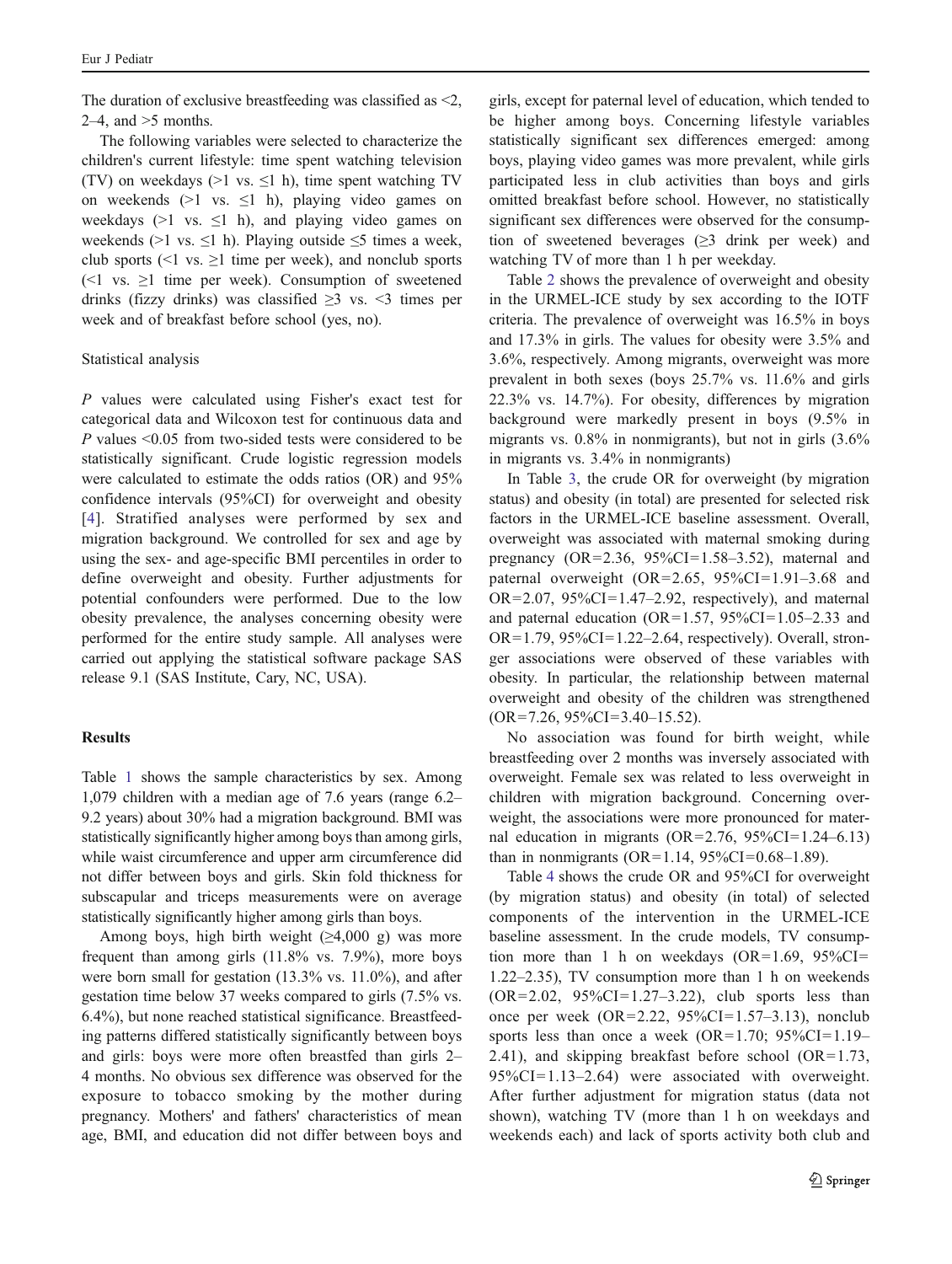The duration of exclusive breastfeeding was classified as <2, 2–4, and >5 months.

The following variables were selected to characterize the children's current lifestyle: time spent watching television (TV) on weekdays (>1 vs. ≤1 h), time spent watching TV on weekends (>1 vs. ≤1 h), playing video games on weekdays (>1 vs. ≤1 h), and playing video games on weekends (>1 vs. ≤1 h). Playing outside ≤5 times a week, club sports (<1 vs. ≥1 time per week), and nonclub sports (<1 vs. ≥1 time per week). Consumption of sweetened drinks (fizzy drinks) was classified ≥3 vs. <3 times per week and of breakfast before school (yes, no).

### Statistical analysis

*P* values were calculated using Fisher's exact test for categorical data and Wilcoxon test for continuous data and *P* values <0.05 from two-sided tests were considered to be statistically significant. Crude logistic regression models were calculated to estimate the odds ratios (OR) and 95% confidence intervals (95%CI) for overweight and obesity [4]. Stratified analyses were performed by sex and migration background. We controlled for sex and age by using the sex- and age-specific BMI percentiles in order to define overweight and obesity. Further adjustments for potential confounders were performed. Due to the low obesity prevalence, the analyses concerning obesity were performed for the entire study sample. All analyses were carried out applying the statistical software package SAS release 9.1 (SAS Institute, Cary, NC, USA).

## Results

Table 1 shows the sample characteristics by sex. Among 1,079 children with a median age of 7.6 years (range 6.2–9.2 years) about 30% had a migration background. BMI was statistically significantly higher among boys than among girls, while waist circumference and upper arm circumference did not differ between boys and girls. Skin fold thickness for subscapular and triceps measurements were on average statistically significantly higher among girls than boys.

Among boys, high birth weight (≥4,000 g) was more frequent than among girls (11.8% vs. 7.9%), more boys were born small for gestation (13.3% vs. 11.0%), and after gestation time below 37 weeks compared to girls (7.5% vs. 6.4%), but none reached statistical significance. Breastfeeding patterns differed statistically significantly between boys and girls: boys were more often breastfed than girls 2–4 months. No obvious sex difference was observed for the exposure to tobacco smoking by the mother during pregnancy. Mothers' and fathers' characteristics of mean age, BMI, and education did not differ between boys and girls, except for paternal level of education, which tended to be higher among boys. Concerning lifestyle variables statistically significant sex differences emerged: among boys, playing video games was more prevalent, while girls participated less in club activities than boys and girls omitted breakfast before school. However, no statistically significant sex differences were observed for the consumption of sweetened beverages (≥3 drink per week) and watching TV of more than 1 h per weekday.

Table 2 shows the prevalence of overweight and obesity in the URMEL-ICE study by sex according to the IOTF criteria. The prevalence of overweight was 16.5% in boys and 17.3% in girls. The values for obesity were 3.5% and 3.6%, respectively. Among migrants, overweight was more prevalent in both sexes (boys 25.7% vs. 11.6% and girls 22.3% vs. 14.7%). For obesity, differences by migration background were markedly present in boys (9.5% in migrants vs. 0.8% in nonmigrants), but not in girls (3.6% in migrants vs. 3.4% in nonmigrants)

In Table 3, the crude OR for overweight (by migration status) and obesity (in total) are presented for selected risk factors in the URMEL-ICE baseline assessment. Overall, overweight was associated with maternal smoking during pregnancy (OR=2.36, 95%CI=1.58–3.52), maternal and paternal overweight (OR=2.65, 95%CI=1.91–3.68 and OR=2.07, 95%CI=1.47–2.92, respectively), and maternal and paternal education (OR=1.57, 95%CI=1.05–2.33 and OR=1.79, 95%CI=1.22–2.64, respectively). Overall, stronger associations were observed of these variables with obesity. In particular, the relationship between maternal overweight and obesity of the children was strengthened (OR=7.26, 95%CI=3.40–15.52).

No association was found for birth weight, while breastfeeding over 2 months was inversely associated with overweight. Female sex was related to less overweight in children with migration background. Concerning overweight, the associations were more pronounced for maternal education in migrants (OR=2.76, 95%CI=1.24–6.13) than in nonmigrants (OR=1.14, 95%CI=0.68–1.89).

Table 4 shows the crude OR and 95%CI for overweight (by migration status) and obesity (in total) of selected components of the intervention in the URMEL-ICE baseline assessment. In the crude models, TV consumption more than 1 h on weekdays (OR=1.69, 95%CI=1.22–2.35), TV consumption more than 1 h on weekends (OR=2.02, 95%CI=1.27–3.22), club sports less than once per week (OR=2.22, 95%CI=1.57–3.13), nonclub sports less than once a week (OR=1.70; 95%CI=1.19–2.41), and skipping breakfast before school (OR=1.73, 95%CI=1.13–2.64) were associated with overweight. After further adjustment for migration status (data not shown), watching TV (more than 1 h on weekdays and weekends each) and lack of sports activity both club and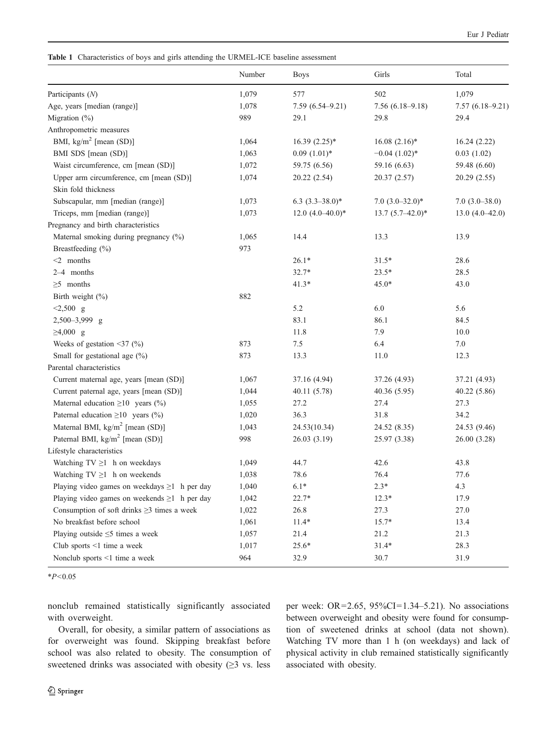**Table 1** Characteristics of boys and girls attending the URMEL-ICE baseline assessment

| | Number | Boys | Girls | Total |
|---|---|---|---|---|
| Participants (*N*) | 1,079 | 577 | 502 | 1,079 |
| Age, years [median (range)] | 1,078 | 7.59 (6.54–9.21) | 7.56 (6.18–9.18) | 7.57 (6.18–9.21) |
| Migration (%) | 989 | 29.1 | 29.8 | 29.4 |
| Anthropometric measures | | | | |
| BMI, kg/m$^2$ [mean (SD)] | 1,064 | 16.39 (2.25)* | 16.08 (2.16)* | 16.24 (2.22) |
| BMI SDS [mean (SD)] | 1,063 | 0.09 (1.01)* | −0.04 (1.02)* | 0.03 (1.02) |
| Waist circumference, cm [mean (SD)] | 1,072 | 59.75 (6.56) | 59.16 (6.63) | 59.48 (6.60) |
| Upper arm circumference, cm [mean (SD)] | 1,074 | 20.22 (2.54) | 20.37 (2.57) | 20.29 (2.55) |
| Skin fold thickness | | | | |
| Subscapular, mm [median (range)] | 1,073 | 6.3 (3.3–38.0)* | 7.0 (3.0–32.0)* | 7.0 (3.0–38.0) |
| Triceps, mm [median (range)] | 1,073 | 12.0 (4.0–40.0)* | 13.7 (5.7–42.0)* | 13.0 (4.0–42.0) |
| Pregnancy and birth characteristics | | | | |
| Maternal smoking during pregnancy (%) | 1,065 | 14.4 | 13.3 | 13.9 |
| Breastfeeding (%) | 973 | | | |
| <2 months | | 26.1* | 31.5* | 28.6 |
| 2–4 months | | 32.7* | 23.5* | 28.5 |
| ≥5 months | | 41.3* | 45.0* | 43.0 |
| Birth weight (%) | 882 | | | |
| <2,500 g | | 5.2 | 6.0 | 5.6 |
| 2,500–3,999 g | | 83.1 | 86.1 | 84.5 |
| ≥4,000 g | | 11.8 | 7.9 | 10.0 |
| Weeks of gestation <37 (%) | 873 | 7.5 | 6.4 | 7.0 |
| Small for gestational age (%) | 873 | 13.3 | 11.0 | 12.3 |
| Parental characteristics | | | | |
| Current maternal age, years [mean (SD)] | 1,067 | 37.16 (4.94) | 37.26 (4.93) | 37.21 (4.93) |
| Current paternal age, years [mean (SD)] | 1,044 | 40.11 (5.78) | 40.36 (5.95) | 40.22 (5.86) |
| Maternal education ≥10 years (%) | 1,055 | 27.2 | 27.4 | 27.3 |
| Paternal education ≥10 years (%) | 1,020 | 36.3 | 31.8 | 34.2 |
| Maternal BMI, kg/m$^2$ [mean (SD)] | 1,043 | 24.53(10.34) | 24.52 (8.35) | 24.53 (9.46) |
| Paternal BMI, kg/m$^2$ [mean (SD)] | 998 | 26.03 (3.19) | 25.97 (3.38) | 26.00 (3.28) |
| Lifestyle characteristics | | | | |
| Watching TV ≥1 h on weekdays | 1,049 | 44.7 | 42.6 | 43.8 |
| Watching TV ≥1 h on weekends | 1,038 | 78.6 | 76.4 | 77.6 |
| Playing video games on weekdays ≥1 h per day | 1,040 | 6.1* | 2.3* | 4.3 |
| Playing video games on weekends ≥1 h per day | 1,042 | 22.7* | 12.3* | 17.9 |
| Consumption of soft drinks ≥3 times a week | 1,022 | 26.8 | 27.3 | 27.0 |
| No breakfast before school | 1,061 | 11.4* | 15.7* | 13.4 |
| Playing outside ≤5 times a week | 1,057 | 21.4 | 21.2 | 21.3 |
| Club sports <1 time a week | 1,017 | 25.6* | 31.4* | 28.3 |
| Nonclub sports <1 time a week | 964 | 32.9 | 30.7 | 31.9 |

*$P<0.05$

nonclub remained statistically significantly associated with overweight.

Overall, for obesity, a similar pattern of associations as for overweight was found. Skipping breakfast before school was also related to obesity. The consumption of sweetened drinks was associated with obesity (≥3 vs. less per week: OR=2.65, 95%CI=1.34–5.21). No associations between overweight and obesity were found for consumption of sweetened drinks at school (data not shown). Watching TV more than 1 h (on weekdays) and lack of physical activity in club remained statistically significantly associated with obesity.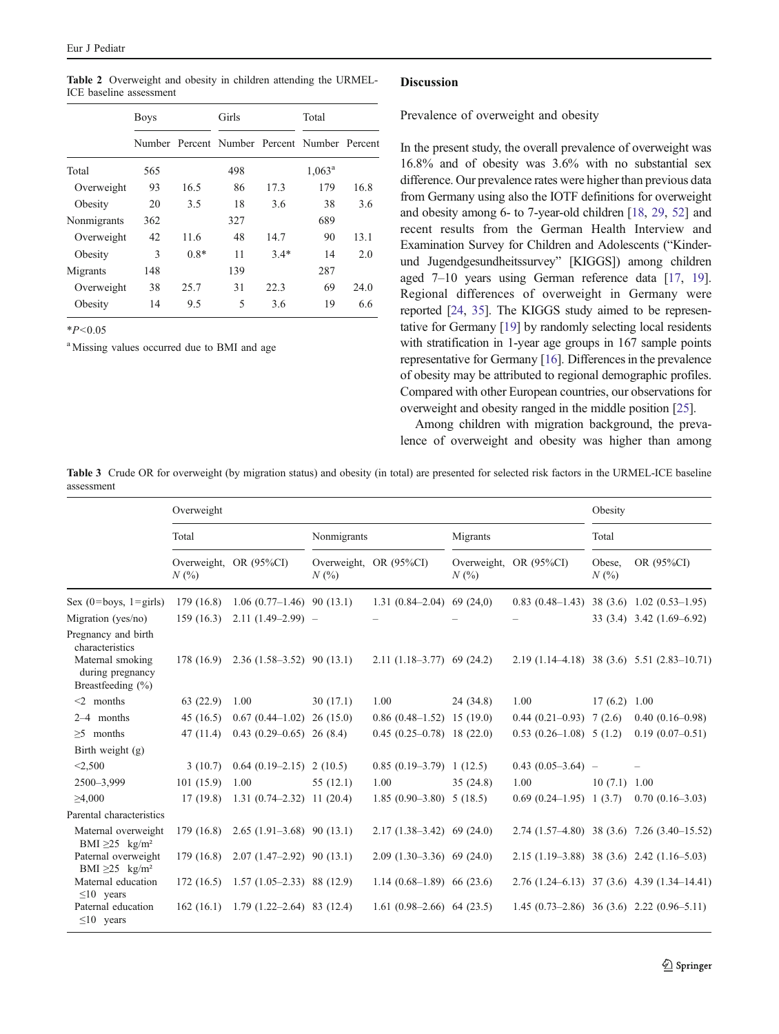**Table 2** Overweight and obesity in children attending the URMEL-ICE baseline assessment

| | Boys | | Girls | | Total | |
|---|---|---|---|---|---|---|
| | Number | Percent | Number | Percent | Number | Percent |
| Total | 565 | | 498 | | 1,063[a] | |
| Overweight | 93 | 16.5 | 86 | 17.3 | 179 | 16.8 |
| Obesity | 20 | 3.5 | 18 | 3.6 | 38 | 3.6 |
| Nonmigrants | 362 | | 327 | | 689 | |
| Overweight | 42 | 11.6 | 48 | 14.7 | 90 | 13.1 |
| Obesity | 3 | 0.8* | 11 | 3.4* | 14 | 2.0 |
| Migrants | 148 | | 139 | | 287 | |
| Overweight | 38 | 25.7 | 31 | 22.3 | 69 | 24.0 |
| Obesity | 14 | 9.5 | 5 | 3.6 | 19 | 6.6 |

*$P<0.05$

[a] Missing values occurred due to BMI and age

## Discussion

### Prevalence of overweight and obesity

In the present study, the overall prevalence of overweight was 16.8% and of obesity was 3.6% with no substantial sex difference. Our prevalence rates were higher than previous data from Germany using also the IOTF definitions for overweight and obesity among 6- to 7-year-old children [18, 29, 52] and recent results from the German Health Interview and Examination Survey for Children and Adolescents ("Kinder- und Jugendgesundheitssurvey" [KIGGS]) among children aged 7–10 years using German reference data [17, 19]. Regional differences of overweight in Germany were reported [24, 35]. The KIGGS study aimed to be representative for Germany [19] by randomly selecting local residents with stratification in 1-year age groups in 167 sample points representative for Germany [16]. Differences in the prevalence of obesity may be attributed to regional demographic profiles. Compared with other European countries, our observations for overweight and obesity ranged in the middle position [25].

Among children with migration background, the prevalence of overweight and obesity was higher than among

**Table 3** Crude OR for overweight (by migration status) and obesity (in total) are presented for selected risk factors in the URMEL-ICE baseline assessment

| | Overweight | | | | | | Obesity | |
|---|---|---|---|---|---|---|---|---|
| | Total | | Nonmigrants | | Migrants | | Total | |
| | Overweight, N (%) | OR (95%CI) | Overweight, N (%) | OR (95%CI) | Overweight, N (%) | OR (95%CI) | Obese, N (%) | OR (95%CI) |
| Sex (0=boys, 1=girls) | 179 (16.8) | 1.06 (0.77–1.46) | 90 (13.1) | 1.31 (0.84–2.04) | 69 (24,0) | 0.83 (0.48–1.43) | 38 (3.6) | 1.02 (0.53–1.95) |
| Migration (yes/no) | 159 (16.3) | 2.11 (1.49–2.99) | – | – | – | – | 33 (3.4) | 3.42 (1.69–6.92) |
| Pregnancy and birth characteristics | | | | | | | | |
| Maternal smoking during pregnancy | 178 (16.9) | 2.36 (1.58–3.52) | 90 (13.1) | 2.11 (1.18–3.77) | 69 (24.2) | 2.19 (1.14–4.18) | 38 (3.6) | 5.51 (2.83–10.71) |
| Breastfeeding (%) | | | | | | | | |
| <2 months | 63 (22.9) | 1.00 | 30 (17.1) | 1.00 | 24 (34.8) | 1.00 | 17 (6.2) | 1.00 |
| 2–4 months | 45 (16.5) | 0.67 (0.44–1.02) | 26 (15.0) | 0.86 (0.48–1.52) | 15 (19.0) | 0.44 (0.21–0.93) | 7 (2.6) | 0.40 (0.16–0.98) |
| ≥5 months | 47 (11.4) | 0.43 (0.29–0.65) | 26 (8.4) | 0.45 (0.25–0.78) | 18 (22.0) | 0.53 (0.26–1.08) | 5 (1.2) | 0.19 (0.07–0.51) |
| Birth weight (g) | | | | | | | | |
| <2,500 | 3 (10.7) | 0.64 (0.19–2.15) | 2 (10.5) | 0.85 (0.19–3.79) | 1 (12.5) | 0.43 (0.05–3.64) | – | – |
| 2500–3,999 | 101 (15.9) | 1.00 | 55 (12.1) | 1.00 | 35 (24.8) | 1.00 | 10 (7.1) | 1.00 |
| ≥4,000 | 17 (19.8) | 1.31 (0.74–2.32) | 11 (20.4) | 1.85 (0.90–3.80) | 5 (18.5) | 0.69 (0.24–1.95) | 1 (3.7) | 0.70 (0.16–3.03) |
| Parental characteristics | | | | | | | | |
| Maternal overweight BMI ≥25 kg/m² | 179 (16.8) | 2.65 (1.91–3.68) | 90 (13.1) | 2.17 (1.38–3.42) | 69 (24.0) | 2.74 (1.57–4.80) | 38 (3.6) | 7.26 (3.40–15.52) |
| Paternal overweight BMI ≥25 kg/m² | 179 (16.8) | 2.07 (1.47–2.92) | 90 (13.1) | 2.09 (1.30–3.36) | 69 (24.0) | 2.15 (1.19–3.88) | 38 (3.6) | 2.42 (1.16–5.03) |
| Maternal education ≤10 years | 172 (16.5) | 1.57 (1.05–2.33) | 88 (12.9) | 1.14 (0.68–1.89) | 66 (23.6) | 2.76 (1.24–6.13) | 37 (3.6) | 4.39 (1.34–14.41) |
| Paternal education ≤10 years | 162 (16.1) | 1.79 (1.22–2.64) | 83 (12.4) | 1.61 (0.98–2.66) | 64 (23.5) | 1.45 (0.73–2.86) | 36 (3.6) | 2.22 (0.96–5.11) |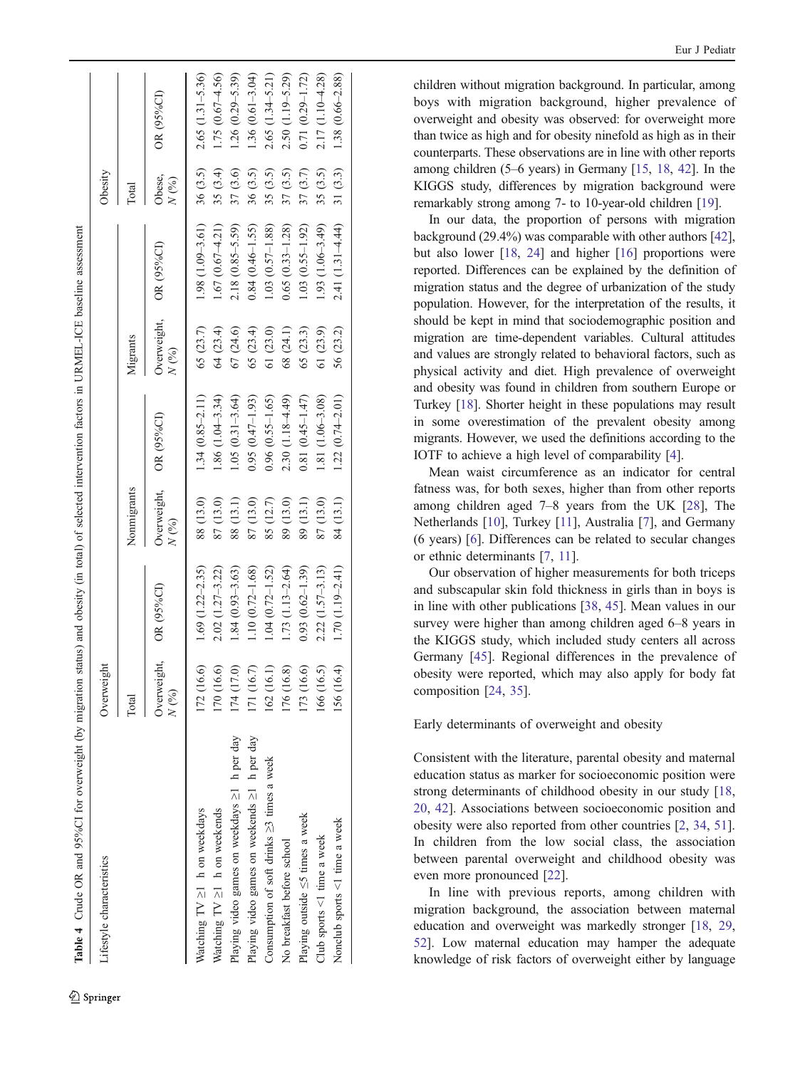**Table 4** Crude OR and 95%CI for overweight (by migration status) and obesity (in total) of selected intervention factors in URMEL-ICE baseline assessment

| Lifestyle characteristics | Overweight | | | | | | Obesity | |
|---|---|---|---|---|---|---|---|---|
| | Total | | Nonmigrants | | Migrants | | Total | |
| | Overweight, *N* (%) | OR (95%CI) | Overweight, *N* (%) | OR (95%CI) | Overweight, *N* (%) | OR (95%CI) | Obese, *N* (%) | OR (95%CI) |
| Watching TV ≥1 h on weekdays | 172 (16.6) | 1.69 (1.22–2.35) | 88 (13.0) | 1.34 (0.85–2.11) | 65 (23.7) | 1.98 (1.09–3.61) | 36 (3.5) | 2.65 (1.31–5.36) |
| Watching TV ≥1 h on weekends | 170 (16.6) | 2.02 (1.27–3.22) | 87 (13.0) | 1.86 (1.04–3.34) | 64 (23.4) | 1.67 (0.67–4.21) | 35 (3.4) | 1.75 (0.67–4.56) |
| Playing video games on weekdays ≥1 h per day | 174 (17.0) | 1.84 (0.93–3.63) | 88 (13.1) | 1.05 (0.31–3.64) | 67 (24.6) | 2.18 (0.85–5.59) | 37 (3.6) | 1.26 (0.29–5.39) |
| Playing video games on weekends ≥1 h per day | 171 (16.7) | 1.10 (0.72–1.68) | 87 (13.0) | 0.95 (0.47–1.93) | 65 (23.4) | 0.84 (0.46–1.55) | 36 (3.5) | 1.36 (0.61–3.04) |
| Consumption of soft drinks ≥3 times a week | 162 (16.1) | 1.04 (0.72–1.52) | 85 (12.7) | 0.96 (0.55–1.65) | 61 (23.0) | 1.03 (0.57–1.88) | 35 (3.5) | 2.65 (1.34–5.21) |
| No breakfast before school | 176 (16.8) | 1.73 (1.13–2.64) | 89 (13.0) | 2.30 (1.18–4.49) | 68 (24.1) | 0.65 (0.33–1.28) | 37 (3.5) | 2.50 (1.19–5.29) |
| Playing outside ≤5 times a week | 173 (16.6) | 0.93 (0.62–1.39) | 89 (13.1) | 0.81 (0.45–1.47) | 65 (23.3) | 1.03 (0.55–1.92) | 37 (3.7) | 0.71 (0.29–1.72) |
| Club sports <1 time a week | 166 (16.5) | 2.22 (1.57–3.13) | 87 (13.0) | 1.81 (1.06–3.08) | 61 (23.9) | 1.93 (1.06–3.49) | 35 (3.5) | 2.17 (1.10–4.28) |
| Nonclub sports <1 time a week | 156 (16.4) | 1.70 (1.19–2.41) | 84 (13.1) | 1.22 (0.74–2.01) | 56 (23.2) | 2.41 (1.31–4.44) | 31 (3.3) | 1.38 (0.66–2.88) |

children without migration background. In particular, among boys with migration background, higher prevalence of overweight and obesity was observed: for overweight more than twice as high and for obesity ninefold as high as in their counterparts. These observations are in line with other reports among children (5–6 years) in Germany [15, 18, 42]. In the KIGGS study, differences by migration background were remarkably strong among 7- to 10-year-old children [19].

In our data, the proportion of persons with migration background (29.4%) was comparable with other authors [42], but also lower [18, 24] and higher [16] proportions were reported. Differences can be explained by the definition of migration status and the degree of urbanization of the study population. However, for the interpretation of the results, it should be kept in mind that sociodemographic position and migration are time-dependent variables. Cultural attitudes and values are strongly related to behavioral factors, such as physical activity and diet. High prevalence of overweight and obesity was found in children from southern Europe or Turkey [18]. Shorter height in these populations may result in some overestimation of the prevalent obesity among migrants. However, we used the definitions according to the IOTF to achieve a high level of comparability [4].

Mean waist circumference as an indicator for central fatness was, for both sexes, higher than from other reports among children aged 7–8 years from the UK [28], The Netherlands [10], Turkey [11], Australia [7], and Germany (6 years) [6]. Differences can be related to secular changes or ethnic determinants [7, 11].

Our observation of higher measurements for both triceps and subscapular skin fold thickness in girls than in boys is in line with other publications [38, 45]. Mean values in our survey were higher than among children aged 6–8 years in the KIGGS study, which included study centers all across Germany [45]. Regional differences in the prevalence of obesity were reported, which may also apply for body fat composition [24, 35].

### Early determinants of overweight and obesity

Consistent with the literature, parental obesity and maternal education status as marker for socioeconomic position were strong determinants of childhood obesity in our study [18, 20, 42]. Associations between socioeconomic position and obesity were also reported from other countries [2, 34, 51]. In children from the low social class, the association between parental overweight and childhood obesity was even more pronounced [22].

In line with previous reports, among children with migration background, the association between maternal education and overweight was markedly stronger [18, 29, 52]. Low maternal education may hamper the adequate knowledge of risk factors of overweight either by language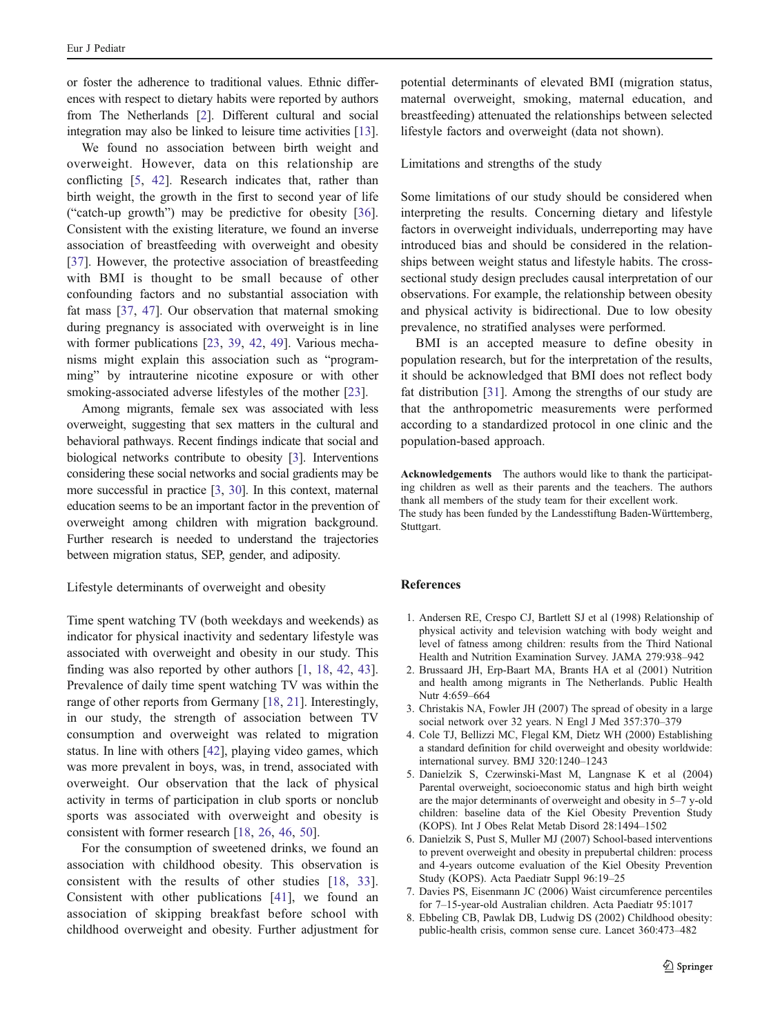or foster the adherence to traditional values. Ethnic differences with respect to dietary habits were reported by authors from The Netherlands [2]. Different cultural and social integration may also be linked to leisure time activities [13].

We found no association between birth weight and overweight. However, data on this relationship are conflicting [5, 42]. Research indicates that, rather than birth weight, the growth in the first to second year of life ("catch-up growth") may be predictive for obesity [36]. Consistent with the existing literature, we found an inverse association of breastfeeding with overweight and obesity [37]. However, the protective association of breastfeeding with BMI is thought to be small because of other confounding factors and no substantial association with fat mass [37, 47]. Our observation that maternal smoking during pregnancy is associated with overweight is in line with former publications [23, 39, 42, 49]. Various mechanisms might explain this association such as "programming" by intrauterine nicotine exposure or with other smoking-associated adverse lifestyles of the mother [23].

Among migrants, female sex was associated with less overweight, suggesting that sex matters in the cultural and behavioral pathways. Recent findings indicate that social and biological networks contribute to obesity [3]. Interventions considering these social networks and social gradients may be more successful in practice [3, 30]. In this context, maternal education seems to be an important factor in the prevention of overweight among children with migration background. Further research is needed to understand the trajectories between migration status, SEP, gender, and adiposity.

## Lifestyle determinants of overweight and obesity

Time spent watching TV (both weekdays and weekends) as indicator for physical inactivity and sedentary lifestyle was associated with overweight and obesity in our study. This finding was also reported by other authors [1, 18, 42, 43]. Prevalence of daily time spent watching TV was within the range of other reports from Germany [18, 21]. Interestingly, in our study, the strength of association between TV consumption and overweight was related to migration status. In line with others [42], playing video games, which was more prevalent in boys, was, in trend, associated with overweight. Our observation that the lack of physical activity in terms of participation in club sports or nonclub sports was associated with overweight and obesity is consistent with former research [18, 26, 46, 50].

For the consumption of sweetened drinks, we found an association with childhood obesity. This observation is consistent with the results of other studies [18, 33]. Consistent with other publications [41], we found an association of skipping breakfast before school with childhood overweight and obesity. Further adjustment for potential determinants of elevated BMI (migration status, maternal overweight, smoking, maternal education, and breastfeeding) attenuated the relationships between selected lifestyle factors and overweight (data not shown).

## Limitations and strengths of the study

Some limitations of our study should be considered when interpreting the results. Concerning dietary and lifestyle factors in overweight individuals, underreporting may have introduced bias and should be considered in the relationships between weight status and lifestyle habits. The cross-sectional study design precludes causal interpretation of our observations. For example, the relationship between obesity and physical activity is bidirectional. Due to low obesity prevalence, no stratified analyses were performed.

BMI is an accepted measure to define obesity in population research, but for the interpretation of the results, it should be acknowledged that BMI does not reflect body fat distribution [31]. Among the strengths of our study are that the anthropometric measurements were performed according to a standardized protocol in one clinic and the population-based approach.

**Acknowledgements** The authors would like to thank the participating children as well as their parents and the teachers. The authors thank all members of the study team for their excellent work.
The study has been funded by the Landesstiftung Baden-Württemberg, Stuttgart.

## References

1. Andersen RE, Crespo CJ, Bartlett SJ et al (1998) Relationship of physical activity and television watching with body weight and level of fatness among children: results from the Third National Health and Nutrition Examination Survey. JAMA 279:938–942
2. Brussaard JH, Erp-Baart MA, Brants HA et al (2001) Nutrition and health among migrants in The Netherlands. Public Health Nutr 4:659–664
3. Christakis NA, Fowler JH (2007) The spread of obesity in a large social network over 32 years. N Engl J Med 357:370–379
4. Cole TJ, Bellizzi MC, Flegal KM, Dietz WH (2000) Establishing a standard definition for child overweight and obesity worldwide: international survey. BMJ 320:1240–1243
5. Danielzik S, Czerwinski-Mast M, Langnase K et al (2004) Parental overweight, socioeconomic status and high birth weight are the major determinants of overweight and obesity in 5–7 y-old children: baseline data of the Kiel Obesity Prevention Study (KOPS). Int J Obes Relat Metab Disord 28:1494–1502
6. Danielzik S, Pust S, Muller MJ (2007) School-based interventions to prevent overweight and obesity in prepubertal children: process and 4-years outcome evaluation of the Kiel Obesity Prevention Study (KOPS). Acta Paediatr Suppl 96:19–25
7. Davies PS, Eisenmann JC (2006) Waist circumference percentiles for 7–15-year-old Australian children. Acta Paediatr 95:1017
8. Ebbeling CB, Pawlak DB, Ludwig DS (2002) Childhood obesity: public-health crisis, common sense cure. Lancet 360:473–482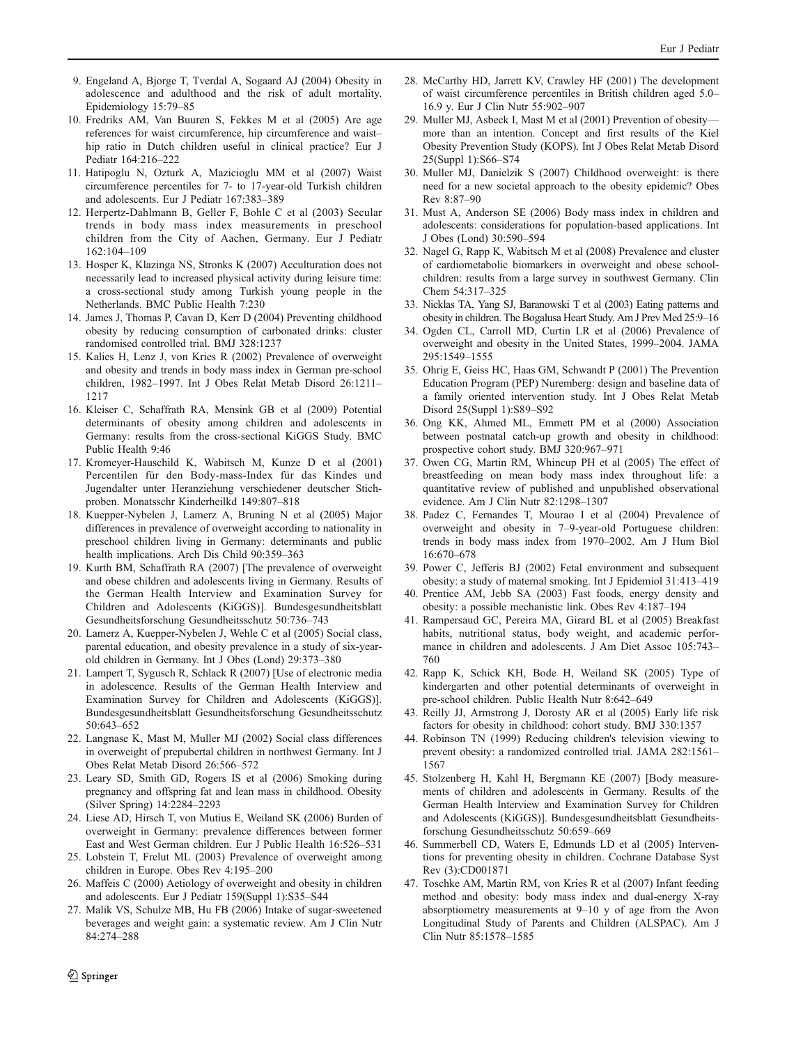9. Engeland A, Bjorge T, Tverdal A, Sogaard AJ (2004) Obesity in adolescence and adulthood and the risk of adult mortality. Epidemiology 15:79–85
10. Fredriks AM, Van Buuren S, Fekkes M et al (2005) Are age references for waist circumference, hip circumference and waist–hip ratio in Dutch children useful in clinical practice? Eur J Pediatr 164:216–222
11. Hatipoglu N, Ozturk A, Mazicioglu MM et al (2007) Waist circumference percentiles for 7- to 17-year-old Turkish children and adolescents. Eur J Pediatr 167:383–389
12. Herpertz-Dahlmann B, Geller F, Bohle C et al (2003) Secular trends in body mass index measurements in preschool children from the City of Aachen, Germany. Eur J Pediatr 162:104–109
13. Hosper K, Klazinga NS, Stronks K (2007) Acculturation does not necessarily lead to increased physical activity during leisure time: a cross-sectional study among Turkish young people in the Netherlands. BMC Public Health 7:230
14. James J, Thomas P, Cavan D, Kerr D (2004) Preventing childhood obesity by reducing consumption of carbonated drinks: cluster randomised controlled trial. BMJ 328:1237
15. Kalies H, Lenz J, von Kries R (2002) Prevalence of overweight and obesity and trends in body mass index in German pre-school children, 1982–1997. Int J Obes Relat Metab Disord 26:1211–1217
16. Kleiser C, Schaffrath RA, Mensink GB et al (2009) Potential determinants of obesity among children and adolescents in Germany: results from the cross-sectional KiGGS Study. BMC Public Health 9:46
17. Kromeyer-Hauschild K, Wabitsch M, Kunze D et al (2001) Percentilen für den Body-mass-Index für das Kindes und Jugendalter unter Heranziehung verschiedener deutscher Stichproben. Monatsschr Kinderheilkd 149:807–818
18. Kuepper-Nybelen J, Lamerz A, Bruning N et al (2005) Major differences in prevalence of overweight according to nationality in preschool children living in Germany: determinants and public health implications. Arch Dis Child 90:359–363
19. Kurth BM, Schaffrath RA (2007) [The prevalence of overweight and obese children and adolescents living in Germany. Results of the German Health Interview and Examination Survey for Children and Adolescents (KiGGS)]. Bundesgesundheitsblatt Gesundheitsforschung Gesundheitsschutz 50:736–743
20. Lamerz A, Kuepper-Nybelen J, Wehle C et al (2005) Social class, parental education, and obesity prevalence in a study of six-year-old children in Germany. Int J Obes (Lond) 29:373–380
21. Lampert T, Sygusch R, Schlack R (2007) [Use of electronic media in adolescence. Results of the German Health Interview and Examination Survey for Children and Adolescents (KiGGS)]. Bundesgesundheitsblatt Gesundheitsforschung Gesundheitsschutz 50:643–652
22. Langnase K, Mast M, Muller MJ (2002) Social class differences in overweight of prepubertal children in northwest Germany. Int J Obes Relat Metab Disord 26:566–572
23. Leary SD, Smith GD, Rogers IS et al (2006) Smoking during pregnancy and offspring fat and lean mass in childhood. Obesity (Silver Spring) 14:2284–2293
24. Liese AD, Hirsch T, von Mutius E, Weiland SK (2006) Burden of overweight in Germany: prevalence differences between former East and West German children. Eur J Public Health 16:526–531
25. Lobstein T, Frelut ML (2003) Prevalence of overweight among children in Europe. Obes Rev 4:195–200
26. Maffeis C (2000) Aetiology of overweight and obesity in children and adolescents. Eur J Pediatr 159(Suppl 1):S35–S44
27. Malik VS, Schulze MB, Hu FB (2006) Intake of sugar-sweetened beverages and weight gain: a systematic review. Am J Clin Nutr 84:274–288
28. McCarthy HD, Jarrett KV, Crawley HF (2001) The development of waist circumference percentiles in British children aged 5.0–16.9 y. Eur J Clin Nutr 55:902–907
29. Muller MJ, Asbeck I, Mast M et al (2001) Prevention of obesity—more than an intention. Concept and first results of the Kiel Obesity Prevention Study (KOPS). Int J Obes Relat Metab Disord 25(Suppl 1):S66–S74
30. Muller MJ, Danielzik S (2007) Childhood overweight: is there need for a new societal approach to the obesity epidemic? Obes Rev 8:87–90
31. Must A, Anderson SE (2006) Body mass index in children and adolescents: considerations for population-based applications. Int J Obes (Lond) 30:590–594
32. Nagel G, Rapp K, Wabitsch M et al (2008) Prevalence and cluster of cardiometabolic biomarkers in overweight and obese schoolchildren: results from a large survey in southwest Germany. Clin Chem 54:317–325
33. Nicklas TA, Yang SJ, Baranowski T et al (2003) Eating patterns and obesity in children. The Bogalusa Heart Study. Am J Prev Med 25:9–16
34. Ogden CL, Carroll MD, Curtin LR et al (2006) Prevalence of overweight and obesity in the United States, 1999–2004. JAMA 295:1549–1555
35. Ohrig E, Geiss HC, Haas GM, Schwandt P (2001) The Prevention Education Program (PEP) Nuremberg: design and baseline data of a family oriented intervention study. Int J Obes Relat Metab Disord 25(Suppl 1):S89–S92
36. Ong KK, Ahmed ML, Emmett PM et al (2000) Association between postnatal catch-up growth and obesity in childhood: prospective cohort study. BMJ 320:967–971
37. Owen CG, Martin RM, Whincup PH et al (2005) The effect of breastfeeding on mean body mass index throughout life: a quantitative review of published and unpublished observational evidence. Am J Clin Nutr 82:1298–1307
38. Padez C, Fernandes T, Mourao I et al (2004) Prevalence of overweight and obesity in 7–9-year-old Portuguese children: trends in body mass index from 1970–2002. Am J Hum Biol 16:670–678
39. Power C, Jefferis BJ (2002) Fetal environment and subsequent obesity: a study of maternal smoking. Int J Epidemiol 31:413–419
40. Prentice AM, Jebb SA (2003) Fast foods, energy density and obesity: a possible mechanistic link. Obes Rev 4:187–194
41. Rampersaud GC, Pereira MA, Girard BL et al (2005) Breakfast habits, nutritional status, body weight, and academic performance in children and adolescents. J Am Diet Assoc 105:743–760
42. Rapp K, Schick KH, Bode H, Weiland SK (2005) Type of kindergarten and other potential determinants of overweight in pre-school children. Public Health Nutr 8:642–649
43. Reilly JJ, Armstrong J, Dorosty AR et al (2005) Early life risk factors for obesity in childhood: cohort study. BMJ 330:1357
44. Robinson TN (1999) Reducing children's television viewing to prevent obesity: a randomized controlled trial. JAMA 282:1561–1567
45. Stolzenberg H, Kahl H, Bergmann KE (2007) [Body measurements of children and adolescents in Germany. Results of the German Health Interview and Examination Survey for Children and Adolescents (KiGGS)]. Bundesgesundheitsblatt Gesundheitsforschung Gesundheitsschutz 50:659–669
46. Summerbell CD, Waters E, Edmunds LD et al (2005) Interventions for preventing obesity in children. Cochrane Database Syst Rev (3):CD001871
47. Toschke AM, Martin RM, von Kries R et al (2007) Infant feeding method and obesity: body mass index and dual-energy X-ray absorptiometry measurements at 9–10 y of age from the Avon Longitudinal Study of Parents and Children (ALSPAC). Am J Clin Nutr 85:1578–1585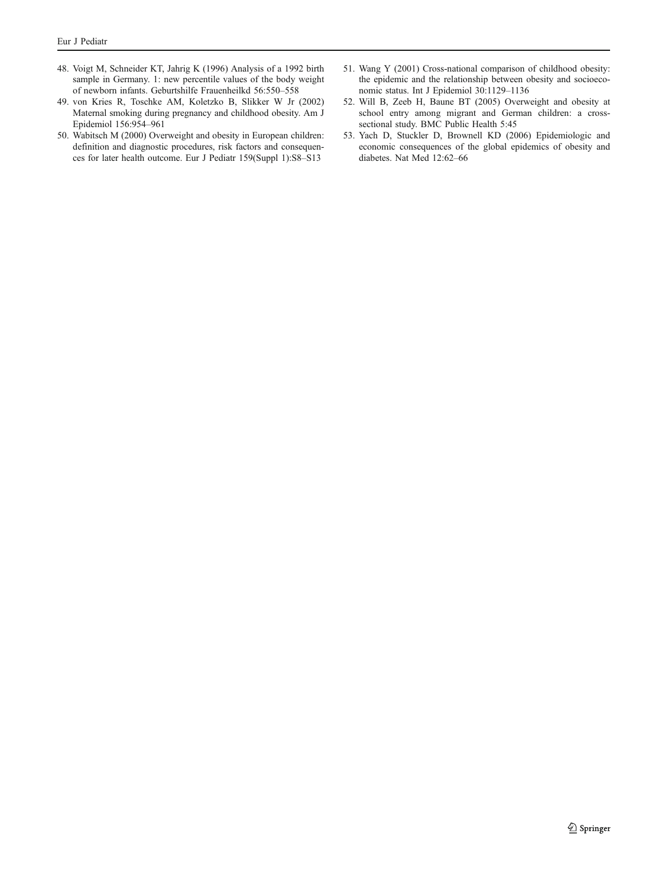48. Voigt M, Schneider KT, Jahrig K (1996) Analysis of a 1992 birth sample in Germany. 1: new percentile values of the body weight of newborn infants. Geburtshilfe Frauenheilkd 56:550–558
49. von Kries R, Toschke AM, Koletzko B, Slikker W Jr (2002) Maternal smoking during pregnancy and childhood obesity. Am J Epidemiol 156:954–961
50. Wabitsch M (2000) Overweight and obesity in European children: definition and diagnostic procedures, risk factors and consequences for later health outcome. Eur J Pediatr 159(Suppl 1):S8–S13
51. Wang Y (2001) Cross-national comparison of childhood obesity: the epidemic and the relationship between obesity and socioeconomic status. Int J Epidemiol 30:1129–1136
52. Will B, Zeeb H, Baune BT (2005) Overweight and obesity at school entry among migrant and German children: a cross-sectional study. BMC Public Health 5:45
53. Yach D, Stuckler D, Brownell KD (2006) Epidemiologic and economic consequences of the global epidemics of obesity and diabetes. Nat Med 12:62–66